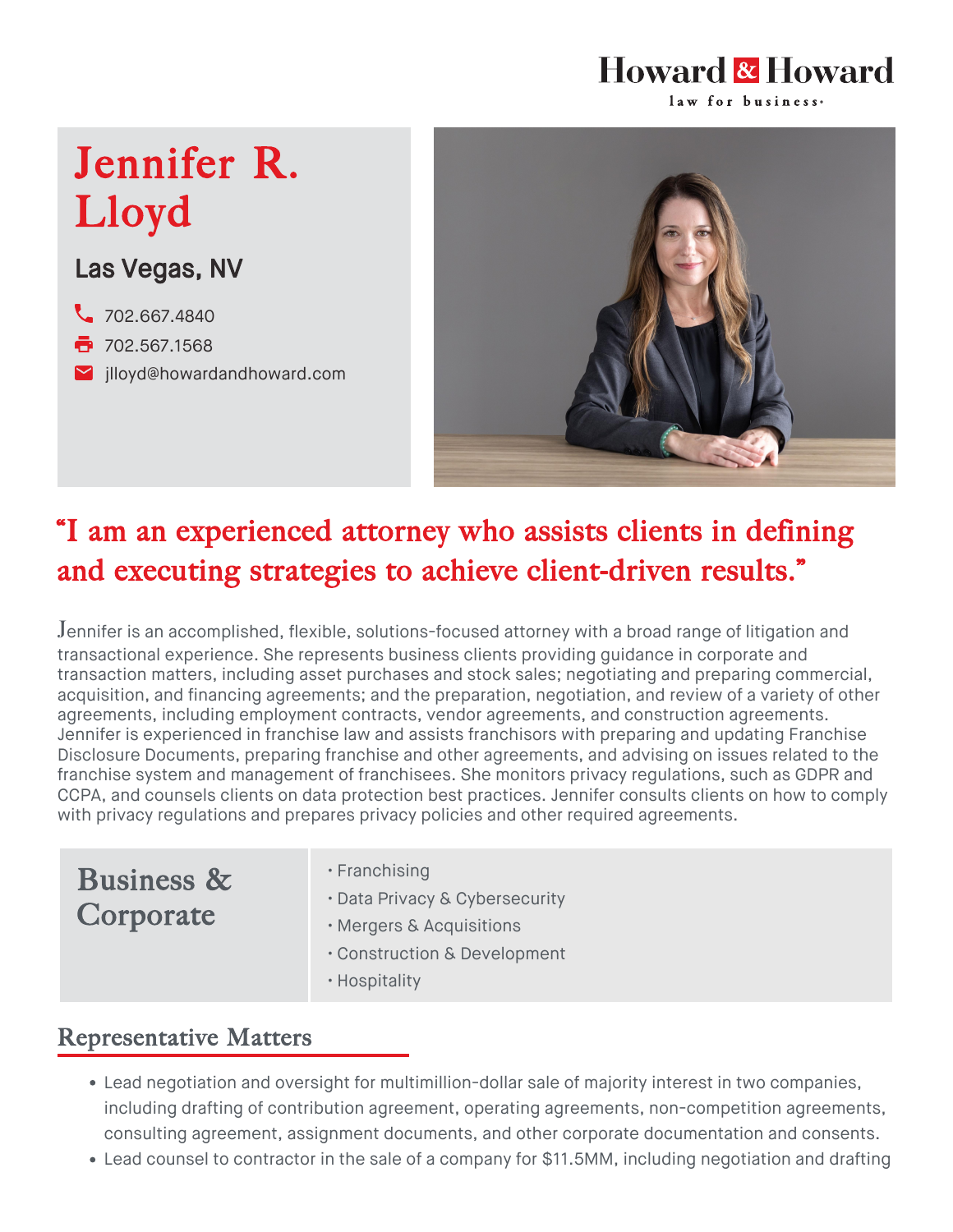Howard & Howard
law for business.

# Jennifer R. Lloyd

## Las Vegas, NV

- 702.667.4840
- 702.567.1568
- jlloyd@howardandhoward.com

**"I am an experienced attorney who assists clients in defining and executing strategies to achieve client-driven results."**

Jennifer is an accomplished, flexible, solutions-focused attorney with a broad range of litigation and transactional experience. She represents business clients providing guidance in corporate and transaction matters, including asset purchases and stock sales; negotiating and preparing commercial, acquisition, and financing agreements; and the preparation, negotiation, and review of a variety of other agreements, including employment contracts, vendor agreements, and construction agreements. Jennifer is experienced in franchise law and assists franchisors with preparing and updating Franchise Disclosure Documents, preparing franchise and other agreements, and advising on issues related to the franchise system and management of franchisees. She monitors privacy regulations, such as GDPR and CCPA, and counsels clients on data protection best practices. Jennifer consults clients on how to comply with privacy regulations and prepares privacy policies and other required agreements.

## Business & Corporate

- Franchising
- Data Privacy & Cybersecurity
- Mergers & Acquisitions
- Construction & Development
- Hospitality

## Representative Matters

- Lead negotiation and oversight for multimillion-dollar sale of majority interest in two companies, including drafting of contribution agreement, operating agreements, non-competition agreements, consulting agreement, assignment documents, and other corporate documentation and consents.
- Lead counsel to contractor in the sale of a company for $11.5MM, including negotiation and drafting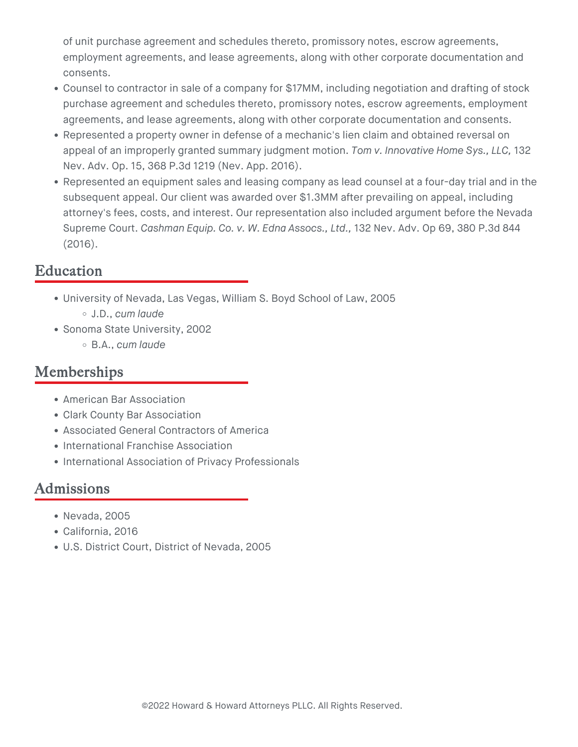of unit purchase agreement and schedules thereto, promissory notes, escrow agreements, employment agreements, and lease agreements, along with other corporate documentation and consents.

- Counsel to contractor in sale of a company for $17MM, including negotiation and drafting of stock purchase agreement and schedules thereto, promissory notes, escrow agreements, employment agreements, and lease agreements, along with other corporate documentation and consents.
- Represented a property owner in defense of a mechanic's lien claim and obtained reversal on appeal of an improperly granted summary judgment motion. *Tom v. Innovative Home Sys., LLC,* 132 Nev. Adv. Op. 15, 368 P.3d 1219 (Nev. App. 2016).
- Represented an equipment sales and leasing company as lead counsel at a four-day trial and in the subsequent appeal. Our client was awarded over $1.3MM after prevailing on appeal, including attorney's fees, costs, and interest. Our representation also included argument before the Nevada Supreme Court. *Cashman Equip. Co. v. W. Edna Assocs., Ltd.,* 132 Nev. Adv. Op 69, 380 P.3d 844 (2016).

## Education

- University of Nevada, Las Vegas, William S. Boyd School of Law, 2005
  - J.D., *cum laude*
- Sonoma State University, 2002
  - B.A., *cum laude*

## Memberships

- American Bar Association
- Clark County Bar Association
- Associated General Contractors of America
- International Franchise Association
- International Association of Privacy Professionals

## Admissions

- Nevada, 2005
- California, 2016
- U.S. District Court, District of Nevada, 2005

©2022 Howard & Howard Attorneys PLLC. All Rights Reserved.